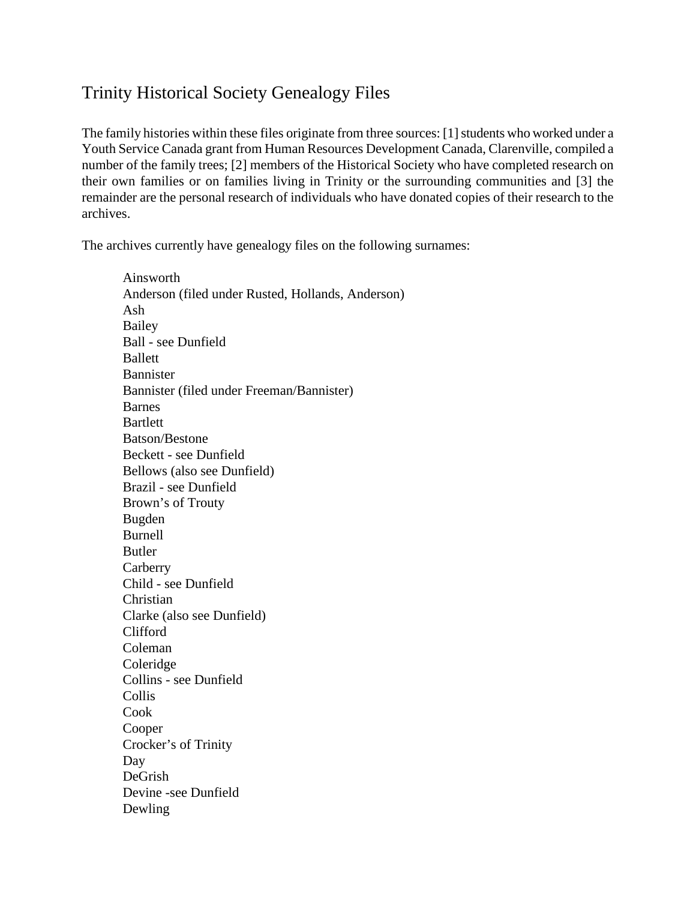# Trinity Historical Society Genealogy Files

The family histories within these files originate from three sources: [1] students who worked under a Youth Service Canada grant from Human Resources Development Canada, Clarenville, compiled a number of the family trees; [2] members of the Historical Society who have completed research on their own families or on families living in Trinity or the surrounding communities and [3] the remainder are the personal research of individuals who have donated copies of their research to the archives.

The archives currently have genealogy files on the following surnames:

- Ainsworth
- Anderson (filed under Rusted, Hollands, Anderson)
- Ash
- Bailey
- Ball - see Dunfield
- Ballett
- Bannister
- Bannister (filed under Freeman/Bannister)
- Barnes
- Bartlett
- Batson/Bestone
- Beckett - see Dunfield
- Bellows (also see Dunfield)
- Brazil - see Dunfield
- Brown's of Trouty
- Bugden
- Burnell
- Butler
- Carberry
- Child - see Dunfield
- Christian
- Clarke (also see Dunfield)
- Clifford
- Coleman
- Coleridge
- Collins - see Dunfield
- Collis
- Cook
- Cooper
- Crocker's of Trinity
- Day
- DeGrish
- Devine -see Dunfield
- Dewling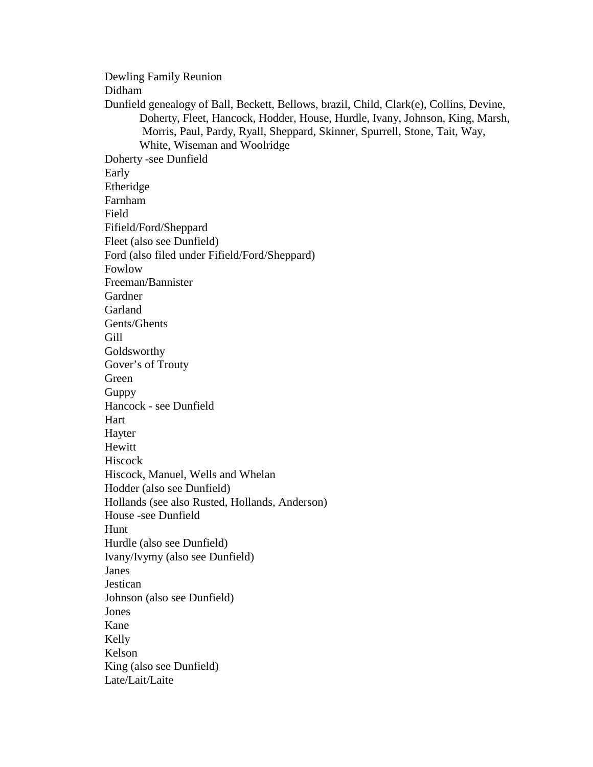Dewling Family Reunion

Didham

Dunfield genealogy of Ball, Beckett, Bellows, brazil, Child, Clark(e), Collins, Devine, Doherty, Fleet, Hancock, Hodder, House, Hurdle, Ivany, Johnson, King, Marsh, Morris, Paul, Pardy, Ryall, Sheppard, Skinner, Spurrell, Stone, Tait, Way, White, Wiseman and Woolridge

Doherty -see Dunfield

Early

Etheridge

Farnham

Field

Fifield/Ford/Sheppard

Fleet (also see Dunfield)

Ford (also filed under Fifield/Ford/Sheppard)

Fowlow

Freeman/Bannister

Gardner

Garland

Gents/Ghents

Gill

Goldsworthy

Gover's of Trouty

Green

Guppy

Hancock - see Dunfield

Hart

Hayter

Hewitt

Hiscock

Hiscock, Manuel, Wells and Whelan

Hodder (also see Dunfield)

Hollands (see also Rusted, Hollands, Anderson)

House -see Dunfield

Hunt

Hurdle (also see Dunfield)

Ivany/Ivymy (also see Dunfield)

Janes

Jestican

Johnson (also see Dunfield)

Jones

Kane

Kelly

Kelson

King (also see Dunfield)

Late/Lait/Laite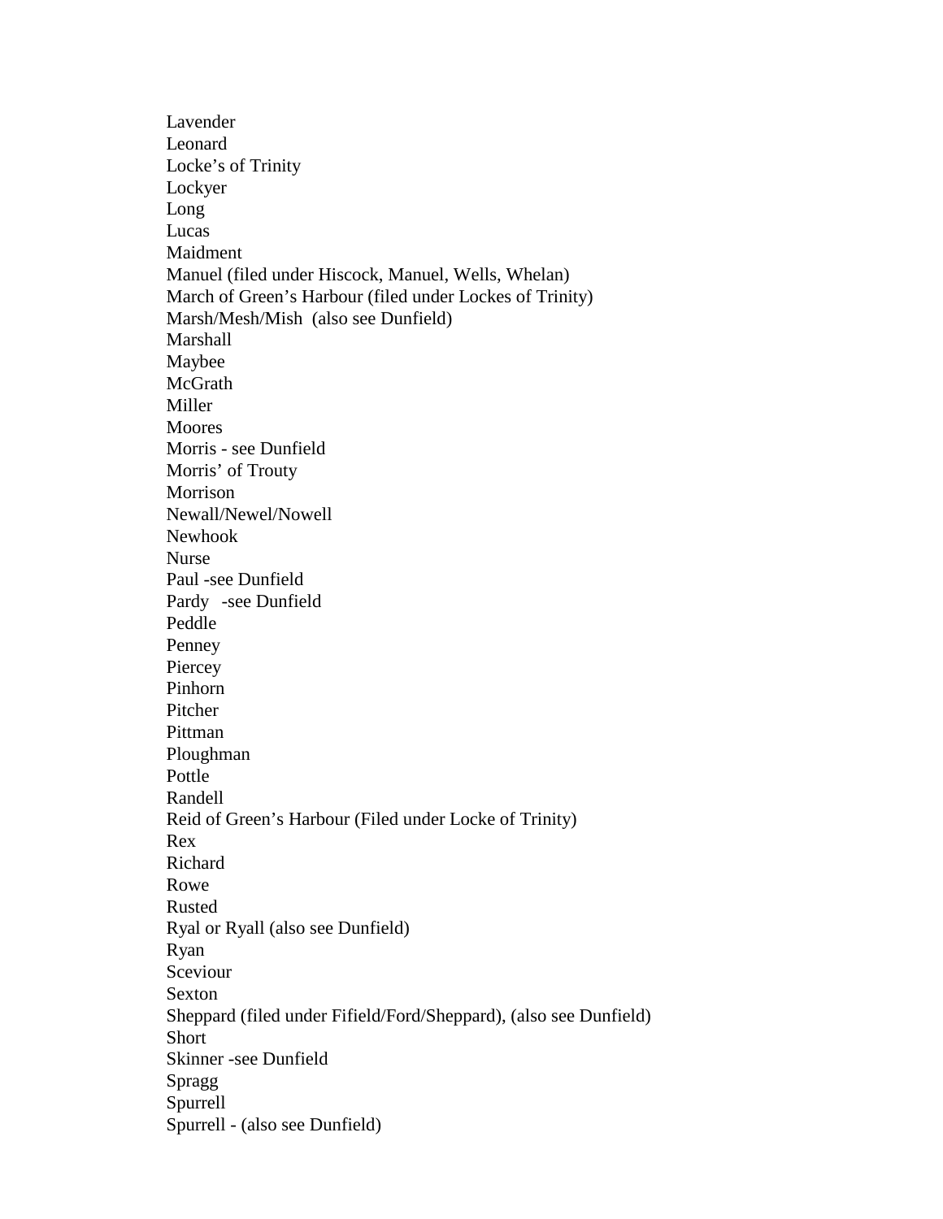Lavender
Leonard
Locke's of Trinity
Lockyer
Long
Lucas
Maidment
Manuel (filed under Hiscock, Manuel, Wells, Whelan)
March of Green's Harbour (filed under Lockes of Trinity)
Marsh/Mesh/Mish (also see Dunfield)
Marshall
Maybee
McGrath
Miller
Moores
Morris - see Dunfield
Morris' of Trouty
Morrison
Newall/Newel/Nowell
Newhook
Nurse
Paul -see Dunfield
Pardy -see Dunfield
Peddle
Penney
Piercey
Pinhorn
Pitcher
Pittman
Ploughman
Pottle
Randell
Reid of Green's Harbour (Filed under Locke of Trinity)
Rex
Richard
Rowe
Rusted
Ryal or Ryall (also see Dunfield)
Ryan
Sceviour
Sexton
Sheppard (filed under Fifield/Ford/Sheppard), (also see Dunfield)
Short
Skinner -see Dunfield
Spragg
Spurrell
Spurrell - (also see Dunfield)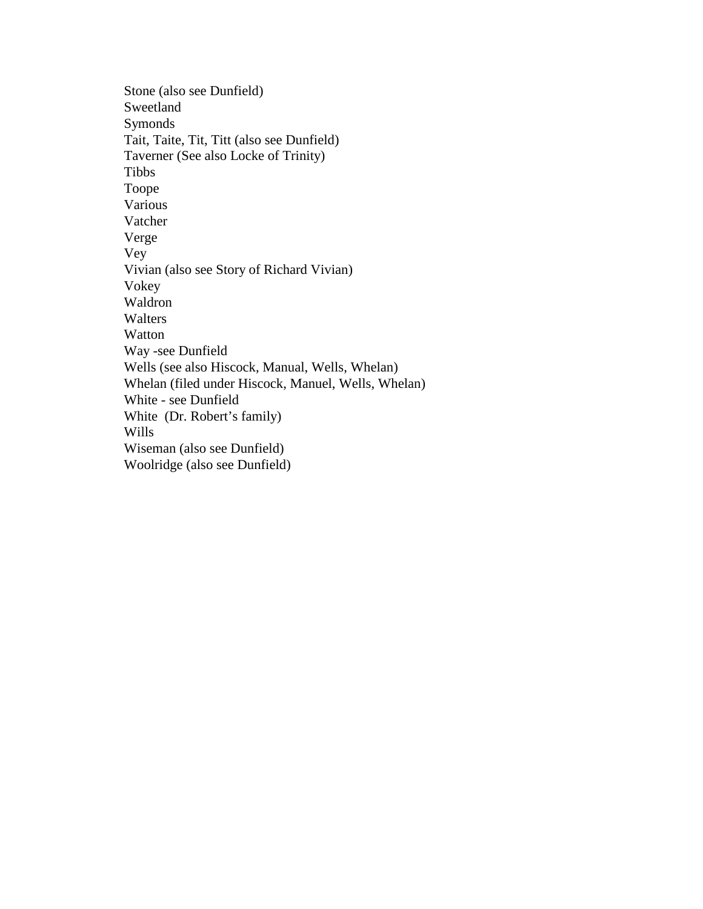Stone (also see Dunfield)
Sweetland
Symonds
Tait, Taite, Tit, Titt (also see Dunfield)
Taverner (See also Locke of Trinity)
Tibbs
Toope
Various
Vatcher
Verge
Vey
Vivian (also see Story of Richard Vivian)
Vokey
Waldron
Walters
Watton
Way -see Dunfield
Wells (see also Hiscock, Manual, Wells, Whelan)
Whelan (filed under Hiscock, Manuel, Wells, Whelan)
White - see Dunfield
White (Dr. Robert's family)
Wills
Wiseman (also see Dunfield)
Woolridge (also see Dunfield)